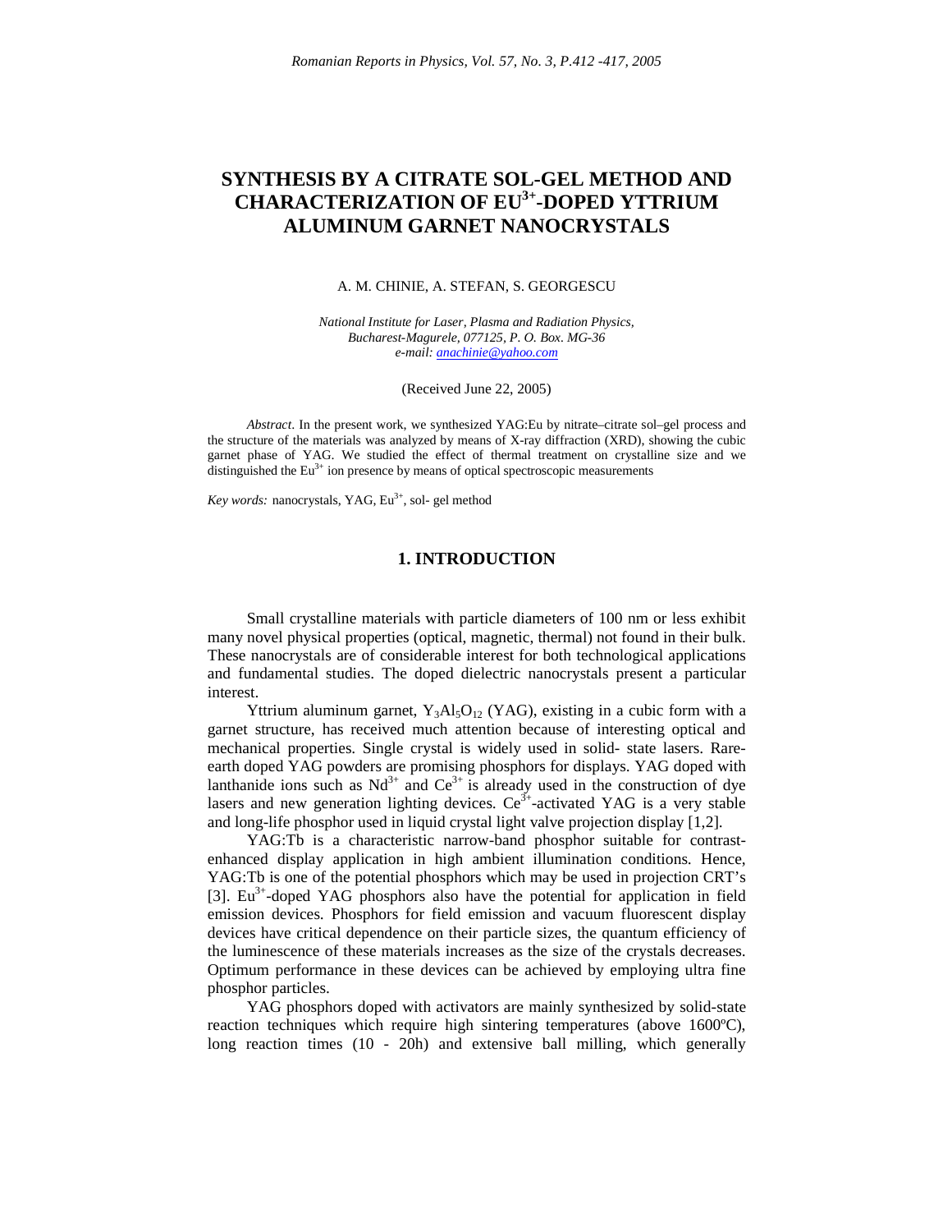# SYNTHESIS BY A CITRATE SOL-GEL METHOD AND CHARACTERIZATION OF $EU^{3+}$-DOPED YTTRIUM ALUMINUM GARNET NANOCRYSTALS

A. M. CHINIE, A. STEFAN, S. GEORGESCU

*National Institute for Laser, Plasma and Radiation Physics,*
*Bucharest-Magurele, 077125, P. O. Box. MG-36*
*e-mail: anachinie@yahoo.com*

(Received June 22, 2005)

*Abstract*. In the present work, we synthesized YAG:Eu by nitrate–citrate sol–gel process and the structure of the materials was analyzed by means of X-ray diffraction (XRD), showing the cubic garnet phase of YAG. We studied the effect of thermal treatment on crystalline size and we distinguished the $Eu^{3+}$ ion presence by means of optical spectroscopic measurements

*Key words:* nanocrystals, YAG, $Eu^{3+}$, sol- gel method

## 1. INTRODUCTION

Small crystalline materials with particle diameters of 100 nm or less exhibit many novel physical properties (optical, magnetic, thermal) not found in their bulk. These nanocrystals are of considerable interest for both technological applications and fundamental studies. The doped dielectric nanocrystals present a particular interest.

Yttrium aluminum garnet, $Y_3Al_5O_{12}$ (YAG), existing in a cubic form with a garnet structure, has received much attention because of interesting optical and mechanical properties. Single crystal is widely used in solid- state lasers. Rare-earth doped YAG powders are promising phosphors for displays. YAG doped with lanthanide ions such as $Nd^{3+}$ and $Ce^{3+}$ is already used in the construction of dye lasers and new generation lighting devices. $Ce^{3+}$-activated YAG is a very stable and long-life phosphor used in liquid crystal light valve projection display [1,2].

YAG:Tb is a characteristic narrow-band phosphor suitable for contrast-enhanced display application in high ambient illumination conditions. Hence, YAG:Tb is one of the potential phosphors which may be used in projection CRT's [3]. $Eu^{3+}$-doped YAG phosphors also have the potential for application in field emission devices. Phosphors for field emission and vacuum fluorescent display devices have critical dependence on their particle sizes, the quantum efficiency of the luminescence of these materials increases as the size of the crystals decreases. Optimum performance in these devices can be achieved by employing ultra fine phosphor particles.

YAG phosphors doped with activators are mainly synthesized by solid-state reaction techniques which require high sintering temperatures (above 1600ºC), long reaction times (10 - 20h) and extensive ball milling, which generally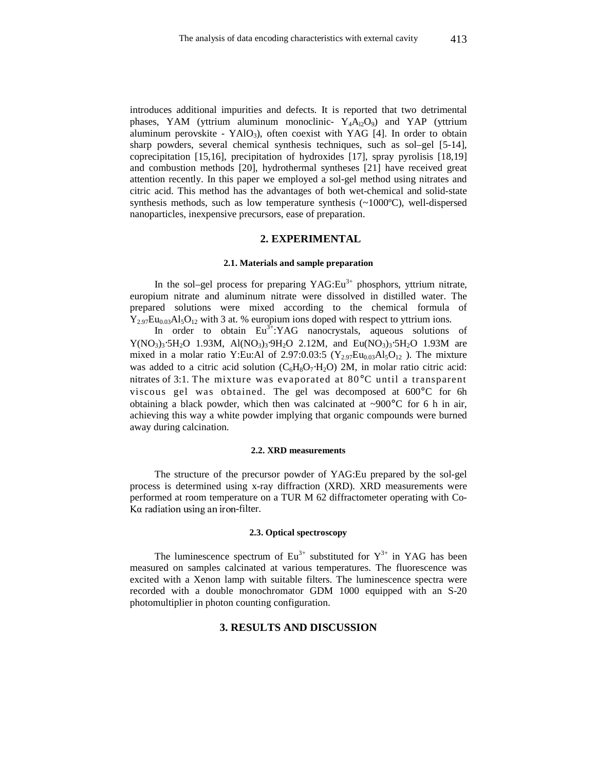introduces additional impurities and defects. It is reported that two detrimental phases, YAM (yttrium aluminum monoclinic- $Y_4A_{l2}O_9$) and YAP (yttrium aluminum perovskite - $YAlO_3$), often coexist with YAG [4]. In order to obtain sharp powders, several chemical synthesis techniques, such as sol–gel [5-14], coprecipitation [15,16], precipitation of hydroxides [17], spray pyrolisis [18,19] and combustion methods [20], hydrothermal syntheses [21] have received great attention recently. In this paper we employed a sol-gel method using nitrates and citric acid. This method has the advantages of both wet-chemical and solid-state synthesis methods, such as low temperature synthesis (~1000ºC), well-dispersed nanoparticles, inexpensive precursors, ease of preparation.

## 2. EXPERIMENTAL

### 2.1. Materials and sample preparation

In the sol–gel process for preparing YAG:$Eu^{3+}$ phosphors, yttrium nitrate, europium nitrate and aluminum nitrate were dissolved in distilled water. The prepared solutions were mixed according to the chemical formula of $Y_{2.97}Eu_{0.03}Al_5O_{12}$ with 3 at. % europium ions doped with respect to yttrium ions.

In order to obtain $Eu^{3+}$:YAG nanocrystals, aqueous solutions of $Y(NO_3)_3{\cdot}5H_2O$ 1.93M, $Al(NO_3)_3{\cdot}9H_2O$ 2.12M, and $Eu(NO_3)_3{\cdot}5H_2O$ 1.93M are mixed in a molar ratio Y:Eu:Al of 2.97:0.03:5 ($Y_{2.97}Eu_{0.03}Al_5O_{12}$ ). The mixture was added to a citric acid solution ($C_6H_8O_7{\cdot}H_2O$) 2M, in molar ratio citric acid: nitrates of 3:1. The mixture was evaporated at 80°C until a transparent viscous gel was obtained. The gel was decomposed at 600°C for 6h obtaining a black powder, which then was calcinated at ~900°C for 6 h in air, achieving this way a white powder implying that organic compounds were burned away during calcination.

### 2.2. XRD measurements

The structure of the precursor powder of YAG:Eu prepared by the sol-gel process is determined using x-ray diffraction (XRD). XRD measurements were performed at room temperature on a TUR M 62 diffractometer operating with Co-Kα radiation using an iron-filter.

### 2.3. Optical spectroscopy

The luminescence spectrum of $Eu^{3+}$ substituted for $Y^{3+}$ in YAG has been measured on samples calcinated at various temperatures. The fluorescence was excited with a Xenon lamp with suitable filters. The luminescence spectra were recorded with a double monochromator GDM 1000 equipped with an S-20 photomultiplier in photon counting configuration.

## 3. RESULTS AND DISCUSSION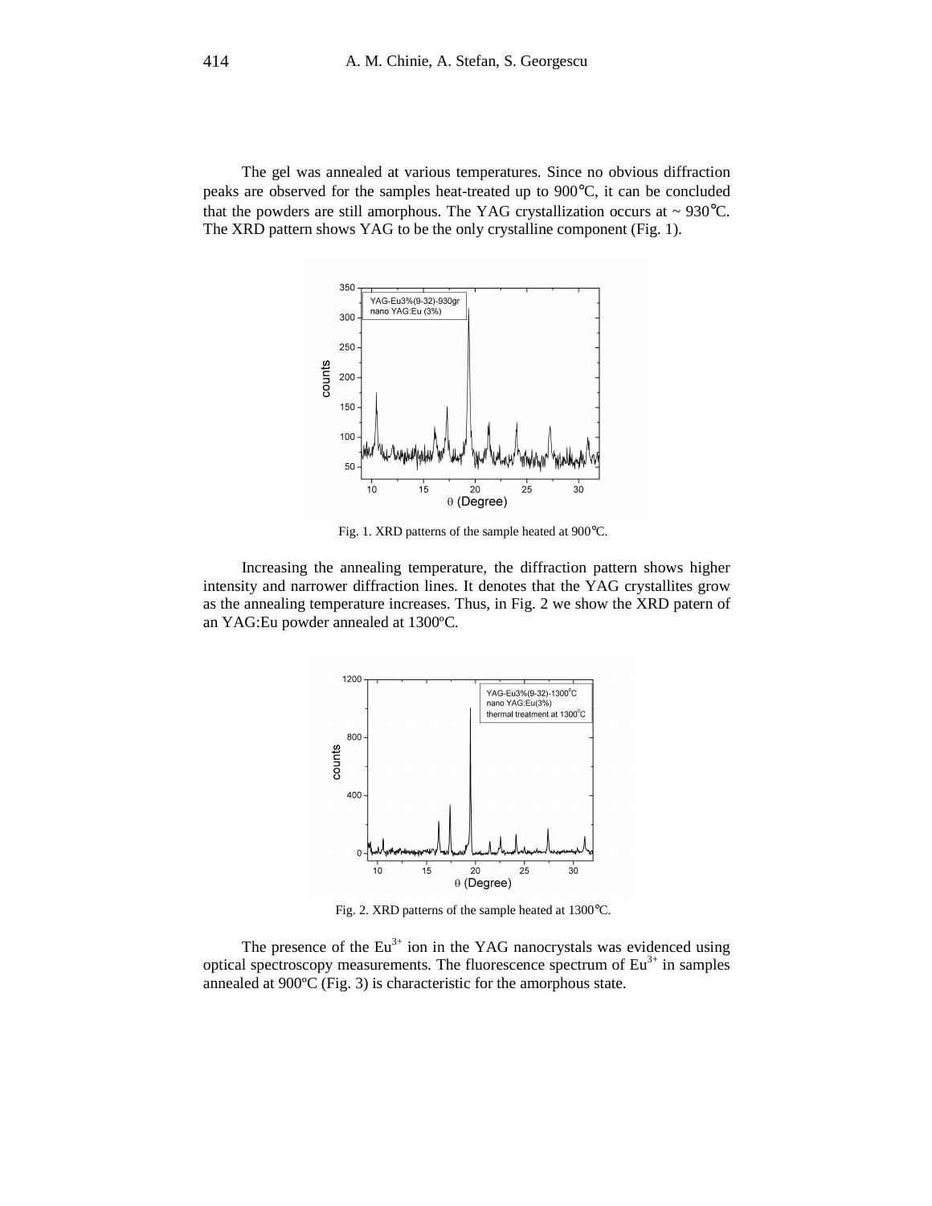The gel was annealed at various temperatures. Since no obvious diffraction peaks are observed for the samples heat-treated up to 900°C, it can be concluded that the powders are still amorphous. The YAG crystallization occurs at ~ 930°C. The XRD pattern shows YAG to be the only crystalline component (Fig. 1).

Fig. 1. XRD patterns of the sample heated at 900°C.

Increasing the annealing temperature, the diffraction pattern shows higher intensity and narrower diffraction lines. It denotes that the YAG crystallites grow as the annealing temperature increases. Thus, in Fig. 2 we show the XRD patern of an YAG:Eu powder annealed at 1300ºC.

Fig. 2. XRD patterns of the sample heated at 1300°C.

The presence of the $Eu^{3+}$ ion in the YAG nanocrystals was evidenced using optical spectroscopy measurements. The fluorescence spectrum of $Eu^{3+}$ in samples annealed at 900ºC (Fig. 3) is characteristic for the amorphous state.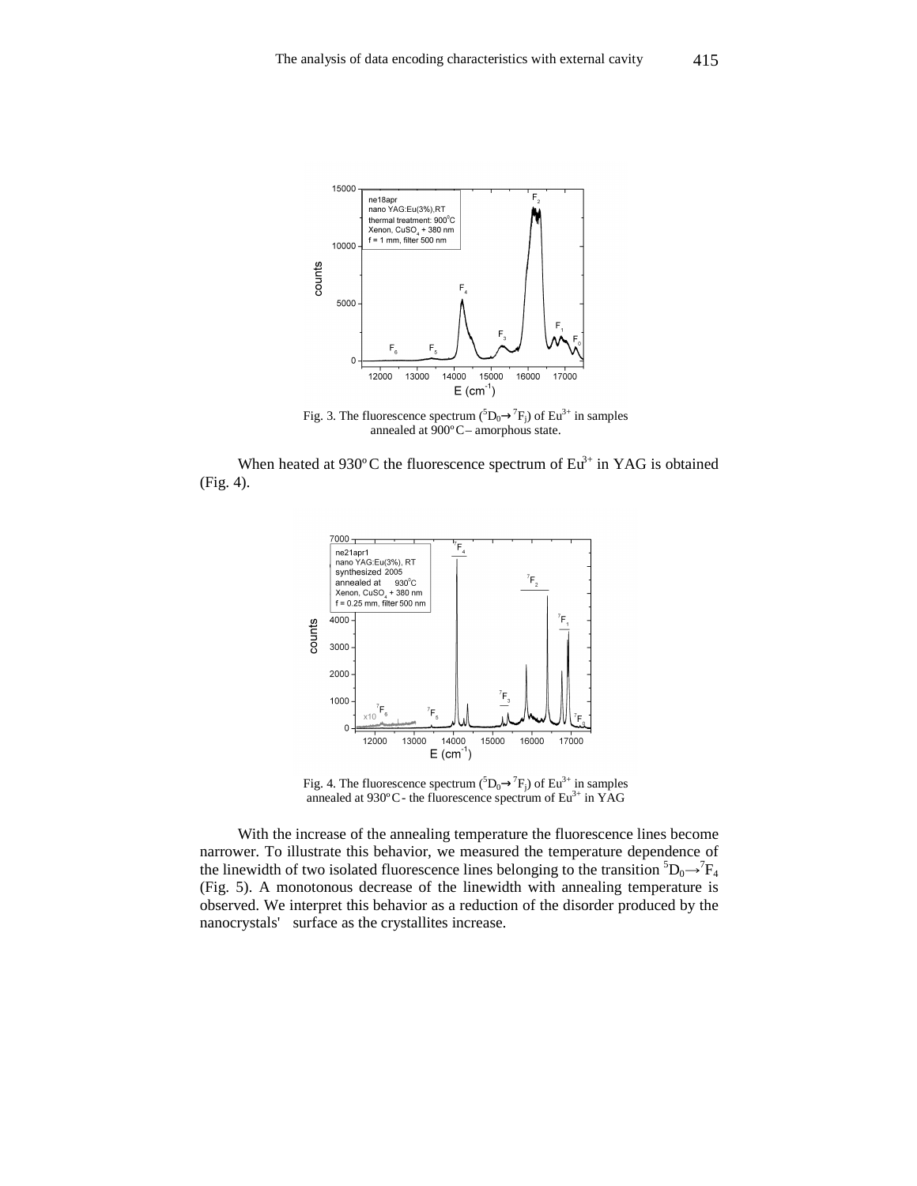Fig. 3. The fluorescence spectrum ($^5D_0 \rightarrow {}^7F_j$) of $Eu^{3+}$ in samples annealed at 900°C – amorphous state.

When heated at 930°C the fluorescence spectrum of $Eu^{3+}$ in YAG is obtained (Fig. 4).

Fig. 4. The fluorescence spectrum ($^5D_0 \rightarrow {}^7F_j$) of $Eu^{3+}$ in samples annealed at 930°C - the fluorescence spectrum of $Eu^{3+}$ in YAG

With the increase of the annealing temperature the fluorescence lines become narrower. To illustrate this behavior, we measured the temperature dependence of the linewidth of two isolated fluorescence lines belonging to the transition $^5D_0 \rightarrow {}^7F_4$ (Fig. 5). A monotonous decrease of the linewidth with annealing temperature is observed. We interpret this behavior as a reduction of the disorder produced by the nanocrystals' surface as the crystallites increase.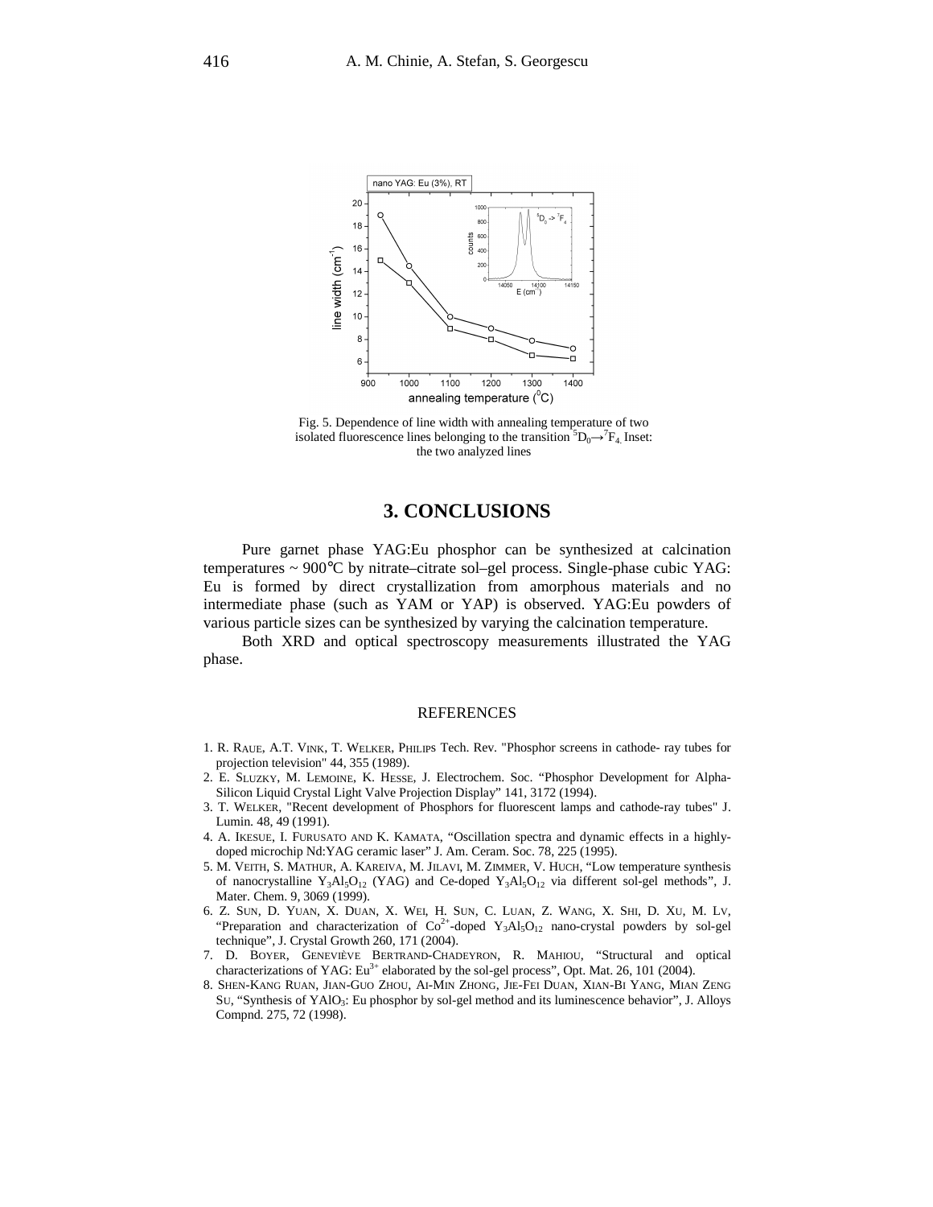Fig. 5. Dependence of line width with annealing temperature of two isolated fluorescence lines belonging to the transition $^5D_0 \rightarrow ^7F_4$. Inset: the two analyzed lines

## 3. CONCLUSIONS

Pure garnet phase YAG:Eu phosphor can be synthesized at calcination temperatures ~ 900°C by nitrate–citrate sol–gel process. Single-phase cubic YAG: Eu is formed by direct crystallization from amorphous materials and no intermediate phase (such as YAM or YAP) is observed. YAG:Eu powders of various particle sizes can be synthesized by varying the calcination temperature.

Both XRD and optical spectroscopy measurements illustrated the YAG phase.

### REFERENCES

1. R. Raue, A.T. Vink, T. Welker, Philips Tech. Rev. "Phosphor screens in cathode- ray tubes for projection television" 44, 355 (1989).
2. E. Sluzky, M. Lemoine, K. Hesse, J. Electrochem. Soc. "Phosphor Development for Alpha-Silicon Liquid Crystal Light Valve Projection Display" 141, 3172 (1994).
3. T. Welker, "Recent development of Phosphors for fluorescent lamps and cathode-ray tubes" J. Lumin. 48, 49 (1991).
4. A. Ikesue, I. Furusato and K. Kamata, "Oscillation spectra and dynamic effects in a highly-doped microchip Nd:YAG ceramic laser" J. Am. Ceram. Soc. 78, 225 (1995).
5. M. Veith, S. Mathur, A. Kareiva, M. Jilavi, M. Zimmer, V. Huch, "Low temperature synthesis of nanocrystalline $Y_3Al_5O_{12}$ (YAG) and Ce-doped $Y_3Al_5O_{12}$ via different sol-gel methods", J. Mater. Chem. 9, 3069 (1999).
6. Z. Sun, D. Yuan, X. Duan, X. Wei, H. Sun, C. Luan, Z. Wang, X. Shi, D. Xu, M. Lv, "Preparation and characterization of $Co^{2+}$-doped $Y_3Al_5O_{12}$ nano-crystal powders by sol-gel technique", J. Crystal Growth 260, 171 (2004).
7. D. Boyer, Geneviève Bertrand-Chadeyron, R. Mahiou, "Structural and optical characterizations of YAG: $Eu^{3+}$ elaborated by the sol-gel process", Opt. Mat. 26, 101 (2004).
8. Shen-Kang Ruan, Jian-Guo Zhou, Ai-Min Zhong, Jie-Fei Duan, Xian-Bi Yang, Mian Zeng Su, "Synthesis of $YAlO_3$: Eu phosphor by sol-gel method and its luminescence behavior", J. Alloys Compnd. 275, 72 (1998).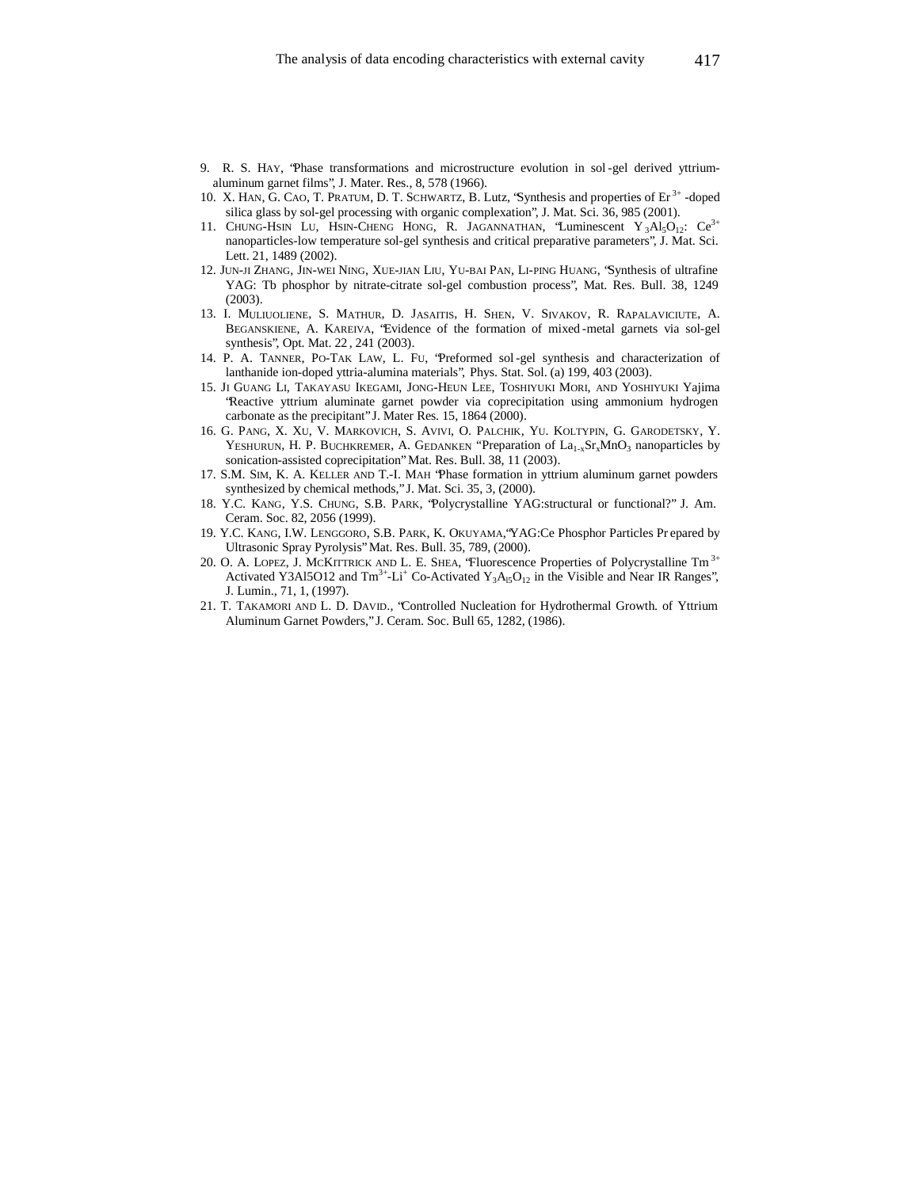9. R. S. HAY, "Phase transformations and microstructure evolution in sol-gel derived yttrium-aluminum garnet films", J. Mater. Res., 8, 578 (1966).
10. X. HAN, G. CAO, T. PRATUM, D. T. SCHWARTZ, B. Lutz, "Synthesis and properties of $Er^{3+}$ -doped silica glass by sol-gel processing with organic complexation", J. Mat. Sci. 36, 985 (2001).
11. CHUNG-HSIN LU, HSIN-CHENG HONG, R. JAGANNATHAN, "Luminescent $Y_3Al_5O_{12}$: $Ce^{3+}$ nanoparticles-low temperature sol-gel synthesis and critical preparative parameters", J. Mat. Sci. Lett. 21, 1489 (2002).
12. JUN-JI ZHANG, JIN-WEI NING, XUE-JIAN LIU, YU-BAI PAN, LI-PING HUANG, "Synthesis of ultrafine YAG: Tb phosphor by nitrate-citrate sol-gel combustion process", Mat. Res. Bull. 38, 1249 (2003).
13. I. MULIUOLIENE, S. MATHUR, D. JASAITIS, H. SHEN, V. SIVAKOV, R. RAPALAVICIUTE, A. BEGANSKIENE, A. KAREIVA, "Evidence of the formation of mixed-metal garnets via sol-gel synthesis", Opt. Mat. 22, 241 (2003).
14. P. A. TANNER, PO-TAK LAW, L. FU, "Preformed sol-gel synthesis and characterization of lanthanide ion-doped yttria-alumina materials", Phys. Stat. Sol. (a) 199, 403 (2003).
15. JI GUANG LI, TAKAYASU IKEGAMI, JONG-HEUN LEE, TOSHIYUKI MORI, AND YOSHIYUKI Yajima "Reactive yttrium aluminate garnet powder via coprecipitation using ammonium hydrogen carbonate as the precipitant" J. Mater Res. 15, 1864 (2000).
16. G. PANG, X. XU, V. MARKOVICH, S. AVIVI, O. PALCHIK, YU. KOLTYPIN, G. GARODETSKY, Y. YESHURUN, H. P. BUCHKREMER, A. GEDANKEN "Preparation of $La_{1-x}Sr_xMnO_3$ nanoparticles by sonication-assisted coprecipitation" Mat. Res. Bull. 38, 11 (2003).
17. S.M. SIM, K. A. KELLER AND T.-I. MAH "Phase formation in yttrium aluminum garnet powders synthesized by chemical methods," J. Mat. Sci. 35, 3, (2000).
18. Y.C. KANG, Y.S. CHUNG, S.B. PARK, "Polycrystalline YAG:structural or functional?" J. Am. Ceram. Soc. 82, 2056 (1999).
19. Y.C. KANG, I.W. LENGGORO, S.B. PARK, K. OKUYAMA, "YAG:Ce Phosphor Particles Prepared by Ultrasonic Spray Pyrolysis" Mat. Res. Bull. 35, 789, (2000).
20. O. A. LOPEZ, J. MCKITTRICK AND L. E. SHEA, "Fluorescence Properties of Polycrystalline $Tm^{3+}$ Activated Y3Al5O12 and $Tm^{3+}$-$Li^{+}$ Co-Activated $Y_3A_{l5}O_{12}$ in the Visible and Near IR Ranges", J. Lumin., 71, 1, (1997).
21. T. TAKAMORI AND L. D. DAVID., "Controlled Nucleation for Hydrothermal Growth. of Yttrium Aluminum Garnet Powders," J. Ceram. Soc. Bull 65, 1282, (1986).